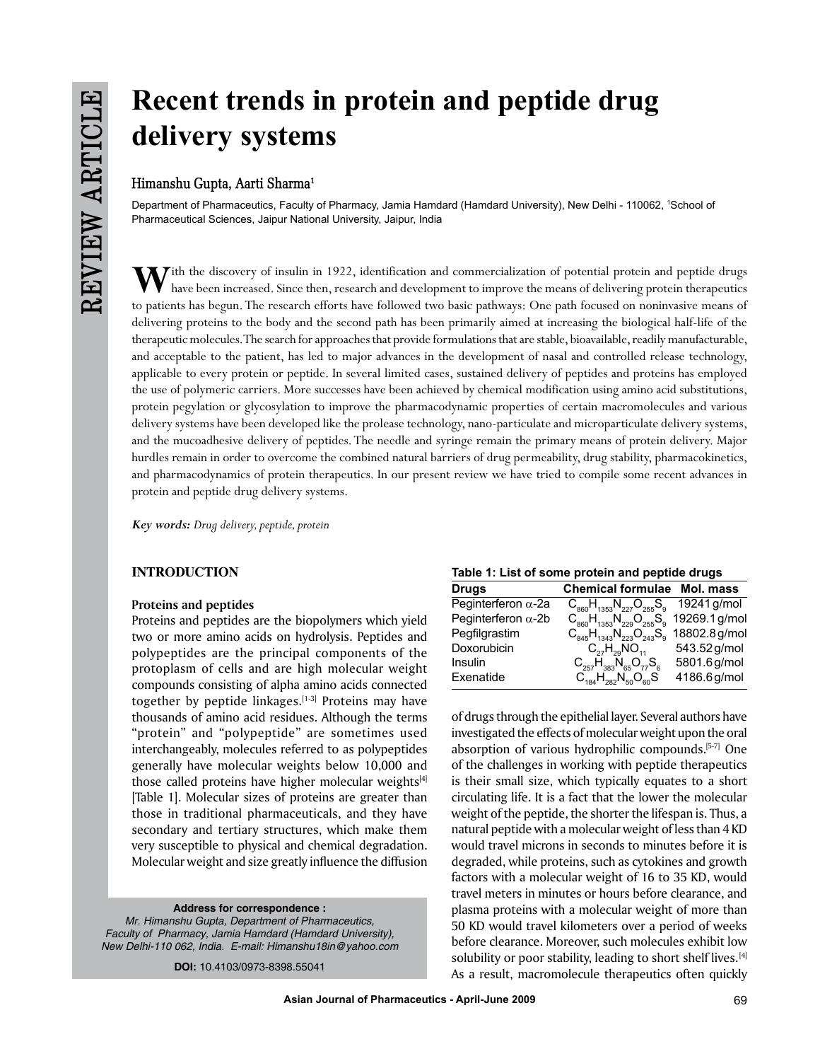# Recent trends in protein and peptide drug delivery systems

**Himanshu Gupta, Aarti Sharma[1]**

Department of Pharmaceutics, Faculty of Pharmacy, Jamia Hamdard (Hamdard University), New Delhi - 110062, [1]School of Pharmaceutical Sciences, Jaipur National University, Jaipur, India

With the discovery of insulin in 1922, identification and commercialization of potential protein and peptide drugs have been increased. Since then, research and development to improve the means of delivering protein therapeutics to patients has begun. The research efforts have followed two basic pathways: One path focused on noninvasive means of delivering proteins to the body and the second path has been primarily aimed at increasing the biological half-life of the therapeutic molecules. The search for approaches that provide formulations that are stable, bioavailable, readily manufacturable, and acceptable to the patient, has led to major advances in the development of nasal and controlled release technology, applicable to every protein or peptide. In several limited cases, sustained delivery of peptides and proteins has employed the use of polymeric carriers. More successes have been achieved by chemical modification using amino acid substitutions, protein pegylation or glycosylation to improve the pharmacodynamic properties of certain macromolecules and various delivery systems have been developed like the prolease technology, nano-particulate and microparticulate delivery systems, and the mucoadhesive delivery of peptides. The needle and syringe remain the primary means of protein delivery. Major hurdles remain in order to overcome the combined natural barriers of drug permeability, drug stability, pharmacokinetics, and pharmacodynamics of protein therapeutics. In our present review we have tried to compile some recent advances in protein and peptide drug delivery systems.

***Key words:*** *Drug delivery, peptide, protein*

## INTRODUCTION

### Proteins and peptides

Proteins and peptides are the biopolymers which yield two or more amino acids on hydrolysis. Peptides and polypeptides are the principal components of the protoplasm of cells and are high molecular weight compounds consisting of alpha amino acids connected together by peptide linkages.[1-3] Proteins may have thousands of amino acid residues. Although the terms "protein" and "polypeptide" are sometimes used interchangeably, molecules referred to as polypeptides generally have molecular weights below 10,000 and those called proteins have higher molecular weights[4] [Table 1]. Molecular sizes of proteins are greater than those in traditional pharmaceuticals, and they have secondary and tertiary structures, which make them very susceptible to physical and chemical degradation. Molecular weight and size greatly influence the diffusion of drugs through the epithelial layer. Several authors have investigated the effects of molecular weight upon the oral absorption of various hydrophilic compounds.[5-7] One of the challenges in working with peptide therapeutics is their small size, which typically equates to a short circulating life. It is a fact that the lower the molecular weight of the peptide, the shorter the lifespan is. Thus, a natural peptide with a molecular weight of less than 4 KD would travel microns in seconds to minutes before it is degraded, while proteins, such as cytokines and growth factors with a molecular weight of 16 to 35 KD, would travel meters in minutes or hours before clearance, and plasma proteins with a molecular weight of more than 50 KD would travel kilometers over a period of weeks before clearance. Moreover, such molecules exhibit low solubility or poor stability, leading to short shelf lives.[4] As a result, macromolecule therapeutics often quickly

**Table 1: List of some protein and peptide drugs**

| Drugs | Chemical formulae | Mol. mass |
|---|---|---|
| Peginterferon α-2a | $C_{860}H_{1353}N_{227}O_{255}S_9$ | 19241 g/mol |
| Peginterferon α-2b | $C_{860}H_{1353}N_{229}O_{255}S_9$ | 19269.1 g/mol |
| Pegfilgrastim | $C_{845}H_{1343}N_{223}O_{243}S_9$ | 18802.8 g/mol |
| Doxorubicin | $C_{27}H_{29}NO_{11}$ | 543.52 g/mol |
| Insulin | $C_{257}H_{383}N_{65}O_{77}S_6$ | 5801.6 g/mol |
| Exenatide | $C_{184}H_{282}N_{50}O_{60}S$ | 4186.6 g/mol |

**Address for correspondence :**
*Mr. Himanshu Gupta, Department of Pharmaceutics, Faculty of Pharmacy, Jamia Hamdard (Hamdard University), New Delhi-110 062, India. E-mail: Himanshu18in@yahoo.com*

**DOI:** 10.4103/0973-8398.55041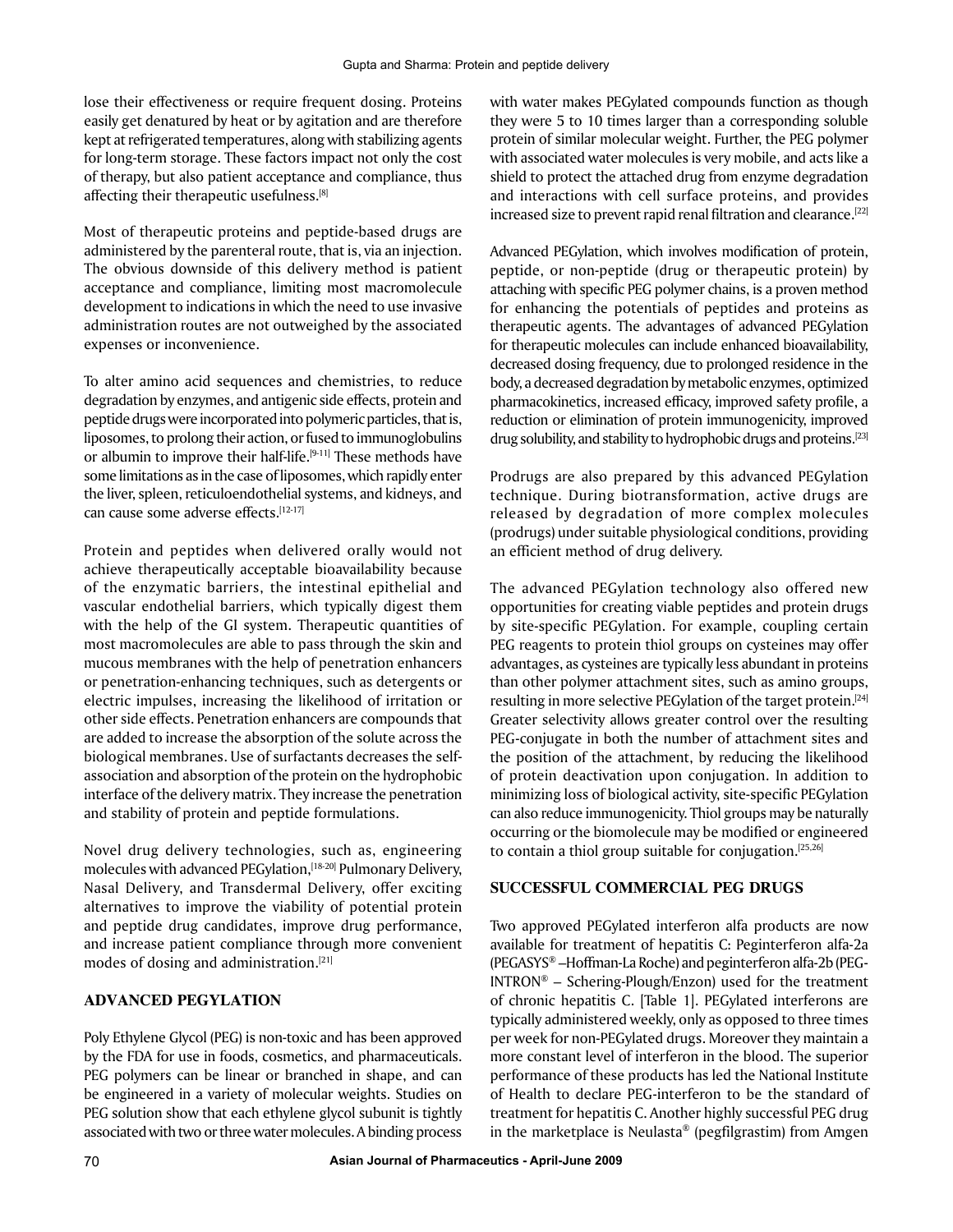lose their effectiveness or require frequent dosing. Proteins easily get denatured by heat or by agitation and are therefore kept at refrigerated temperatures, along with stabilizing agents for long-term storage. These factors impact not only the cost of therapy, but also patient acceptance and compliance, thus affecting their therapeutic usefulness.[8]

Most of therapeutic proteins and peptide-based drugs are administered by the parenteral route, that is, via an injection. The obvious downside of this delivery method is patient acceptance and compliance, limiting most macromolecule development to indications in which the need to use invasive administration routes are not outweighed by the associated expenses or inconvenience.

To alter amino acid sequences and chemistries, to reduce degradation by enzymes, and antigenic side effects, protein and peptide drugs were incorporated into polymeric particles, that is, liposomes, to prolong their action, or fused to immunoglobulins or albumin to improve their half-life.[9-11] These methods have some limitations as in the case of liposomes, which rapidly enter the liver, spleen, reticuloendothelial systems, and kidneys, and can cause some adverse effects.[12-17]

Protein and peptides when delivered orally would not achieve therapeutically acceptable bioavailability because of the enzymatic barriers, the intestinal epithelial and vascular endothelial barriers, which typically digest them with the help of the GI system. Therapeutic quantities of most macromolecules are able to pass through the skin and mucous membranes with the help of penetration enhancers or penetration-enhancing techniques, such as detergents or electric impulses, increasing the likelihood of irritation or other side effects. Penetration enhancers are compounds that are added to increase the absorption of the solute across the biological membranes. Use of surfactants decreases the self-association and absorption of the protein on the hydrophobic interface of the delivery matrix. They increase the penetration and stability of protein and peptide formulations.

Novel drug delivery technologies, such as, engineering molecules with advanced PEGylation,[18-20] Pulmonary Delivery, Nasal Delivery, and Transdermal Delivery, offer exciting alternatives to improve the viability of potential protein and peptide drug candidates, improve drug performance, and increase patient compliance through more convenient modes of dosing and administration.[21]

## ADVANCED PEGYLATION

Poly Ethylene Glycol (PEG) is non-toxic and has been approved by the FDA for use in foods, cosmetics, and pharmaceuticals. PEG polymers can be linear or branched in shape, and can be engineered in a variety of molecular weights. Studies on PEG solution show that each ethylene glycol subunit is tightly associated with two or three water molecules. A binding process with water makes PEGylated compounds function as though they were 5 to 10 times larger than a corresponding soluble protein of similar molecular weight. Further, the PEG polymer with associated water molecules is very mobile, and acts like a shield to protect the attached drug from enzyme degradation and interactions with cell surface proteins, and provides increased size to prevent rapid renal filtration and clearance.[22]

Advanced PEGylation, which involves modification of protein, peptide, or non-peptide (drug or therapeutic protein) by attaching with specific PEG polymer chains, is a proven method for enhancing the potentials of peptides and proteins as therapeutic agents. The advantages of advanced PEGylation for therapeutic molecules can include enhanced bioavailability, decreased dosing frequency, due to prolonged residence in the body, a decreased degradation by metabolic enzymes, optimized pharmacokinetics, increased efficacy, improved safety profile, a reduction or elimination of protein immunogenicity, improved drug solubility, and stability to hydrophobic drugs and proteins.[23]

Prodrugs are also prepared by this advanced PEGylation technique. During biotransformation, active drugs are released by degradation of more complex molecules (prodrugs) under suitable physiological conditions, providing an efficient method of drug delivery.

The advanced PEGylation technology also offered new opportunities for creating viable peptides and protein drugs by site-specific PEGylation. For example, coupling certain PEG reagents to protein thiol groups on cysteines may offer advantages, as cysteines are typically less abundant in proteins than other polymer attachment sites, such as amino groups, resulting in more selective PEGylation of the target protein.[24] Greater selectivity allows greater control over the resulting PEG-conjugate in both the number of attachment sites and the position of the attachment, by reducing the likelihood of protein deactivation upon conjugation. In addition to minimizing loss of biological activity, site-specific PEGylation can also reduce immunogenicity. Thiol groups may be naturally occurring or the biomolecule may be modified or engineered to contain a thiol group suitable for conjugation.[25,26]

## SUCCESSFUL COMMERCIAL PEG DRUGS

Two approved PEGylated interferon alfa products are now available for treatment of hepatitis C: Peginterferon alfa-2a (PEGASYS® –Hoffman-La Roche) and peginterferon alfa-2b (PEG-INTRON® – Schering-Plough/Enzon) used for the treatment of chronic hepatitis C. [Table 1]. PEGylated interferons are typically administered weekly, only as opposed to three times per week for non-PEGylated drugs. Moreover they maintain a more constant level of interferon in the blood. The superior performance of these products has led the National Institute of Health to declare PEG-interferon to be the standard of treatment for hepatitis C. Another highly successful PEG drug in the marketplace is Neulasta® (pegfilgrastim) from Amgen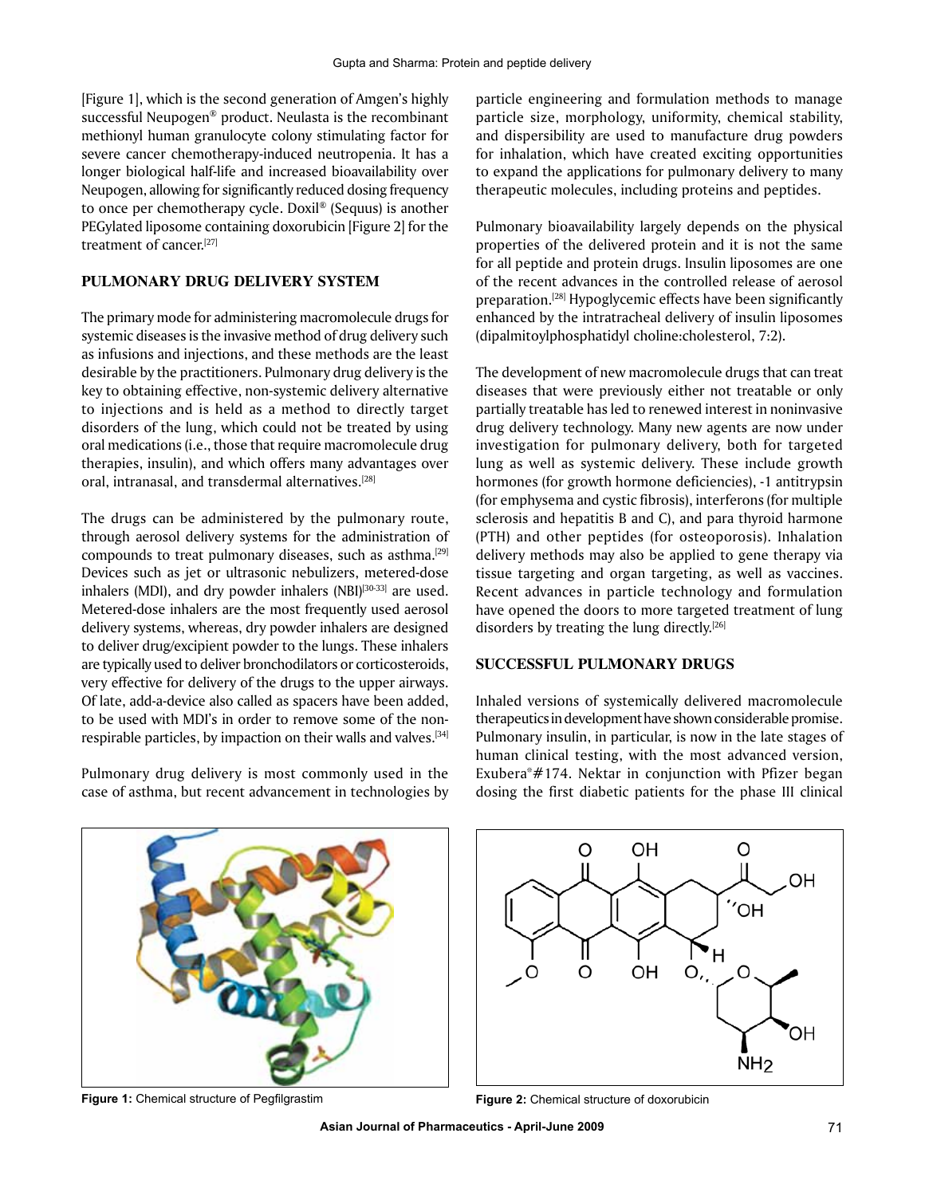[Figure 1], which is the second generation of Amgen's highly successful Neupogen® product. Neulasta is the recombinant methionyl human granulocyte colony stimulating factor for severe cancer chemotherapy-induced neutropenia. It has a longer biological half-life and increased bioavailability over Neupogen, allowing for significantly reduced dosing frequency to once per chemotherapy cycle. Doxil® (Sequus) is another PEGylated liposome containing doxorubicin [Figure 2] for the treatment of cancer.[27]

## PULMONARY DRUG DELIVERY SYSTEM

The primary mode for administering macromolecule drugs for systemic diseases is the invasive method of drug delivery such as infusions and injections, and these methods are the least desirable by the practitioners. Pulmonary drug delivery is the key to obtaining effective, non-systemic delivery alternative to injections and is held as a method to directly target disorders of the lung, which could not be treated by using oral medications (i.e., those that require macromolecule drug therapies, insulin), and which offers many advantages over oral, intranasal, and transdermal alternatives.[28]

The drugs can be administered by the pulmonary route, through aerosol delivery systems for the administration of compounds to treat pulmonary diseases, such as asthma.[29] Devices such as jet or ultrasonic nebulizers, metered-dose inhalers (MDI), and dry powder inhalers (NBI)[30-33] are used. Metered-dose inhalers are the most frequently used aerosol delivery systems, whereas, dry powder inhalers are designed to deliver drug/excipient powder to the lungs. These inhalers are typically used to deliver bronchodilators or corticosteroids, very effective for delivery of the drugs to the upper airways. Of late, add-a-device also called as spacers have been added, to be used with MDI's in order to remove some of the non-respirable particles, by impaction on their walls and valves.[34]

Pulmonary drug delivery is most commonly used in the case of asthma, but recent advancement in technologies by particle engineering and formulation methods to manage particle size, morphology, uniformity, chemical stability, and dispersibility are used to manufacture drug powders for inhalation, which have created exciting opportunities to expand the applications for pulmonary delivery to many therapeutic molecules, including proteins and peptides.

Pulmonary bioavailability largely depends on the physical properties of the delivered protein and it is not the same for all peptide and protein drugs. Insulin liposomes are one of the recent advances in the controlled release of aerosol preparation.[28] Hypoglycemic effects have been significantly enhanced by the intratracheal delivery of insulin liposomes (dipalmitoylphosphatidyl choline:cholesterol, 7:2).

The development of new macromolecule drugs that can treat diseases that were previously either not treatable or only partially treatable has led to renewed interest in noninvasive drug delivery technology. Many new agents are now under investigation for pulmonary delivery, both for targeted lung as well as systemic delivery. These include growth hormones (for growth hormone deficiencies), -1 antitrypsin (for emphysema and cystic fibrosis), interferons (for multiple sclerosis and hepatitis B and C), and para thyroid harmone (PTH) and other peptides (for osteoporosis). Inhalation delivery methods may also be applied to gene therapy via tissue targeting and organ targeting, as well as vaccines. Recent advances in particle technology and formulation have opened the doors to more targeted treatment of lung disorders by treating the lung directly.[26]

## SUCCESSFUL PULMONARY DRUGS

Inhaled versions of systemically delivered macromolecule therapeutics in development have shown considerable promise. Pulmonary insulin, in particular, is now in the late stages of human clinical testing, with the most advanced version, Exubera®#174. Nektar in conjunction with Pfizer began dosing the first diabetic patients for the phase III clinical

**Figure 1:** Chemical structure of Pegfilgrastim

**Figure 2:** Chemical structure of doxorubicin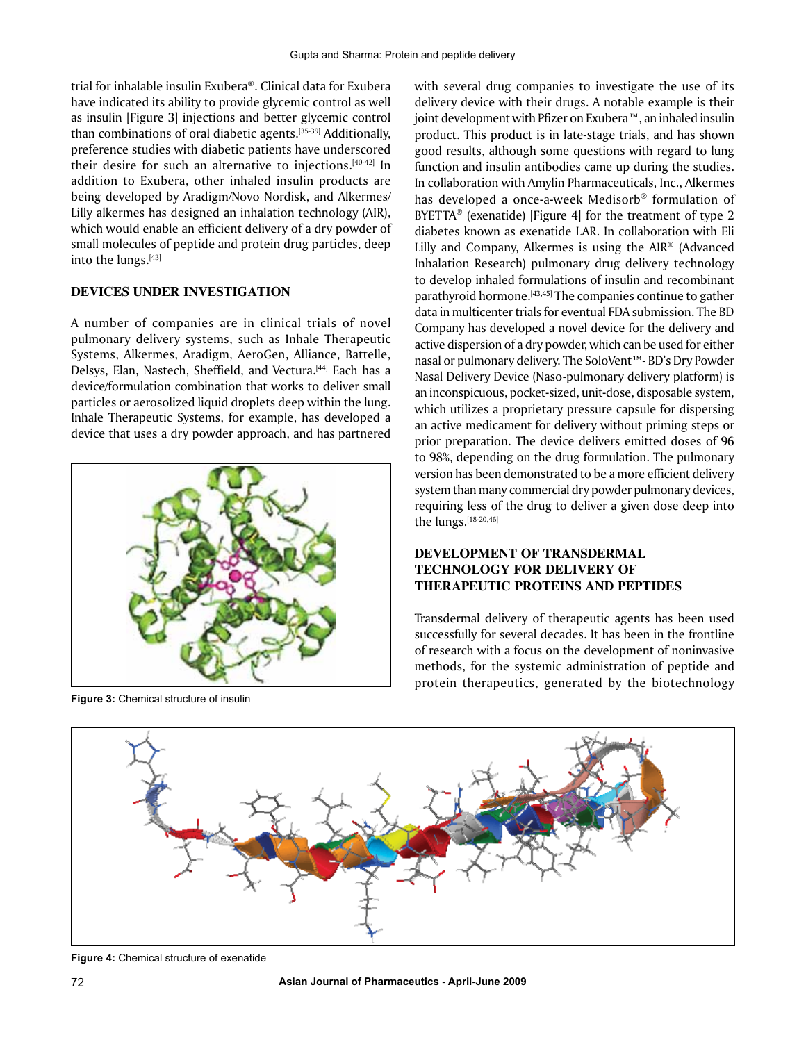trial for inhalable insulin Exubera®. Clinical data for Exubera have indicated its ability to provide glycemic control as well as insulin [Figure 3] injections and better glycemic control than combinations of oral diabetic agents.[35-39] Additionally, preference studies with diabetic patients have underscored their desire for such an alternative to injections.[40-42] In addition to Exubera, other inhaled insulin products are being developed by Aradigm/Novo Nordisk, and Alkermes/Lilly alkermes has designed an inhalation technology (AIR), which would enable an efficient delivery of a dry powder of small molecules of peptide and protein drug particles, deep into the lungs.[43]

## DEVICES UNDER INVESTIGATION

A number of companies are in clinical trials of novel pulmonary delivery systems, such as Inhale Therapeutic Systems, Alkermes, Aradigm, AeroGen, Alliance, Battelle, Delsys, Elan, Nastech, Sheffield, and Vectura.[44] Each has a device/formulation combination that works to deliver small particles or aerosolized liquid droplets deep within the lung. Inhale Therapeutic Systems, for example, has developed a device that uses a dry powder approach, and has partnered with several drug companies to investigate the use of its delivery device with their drugs. A notable example is their joint development with Pfizer on Exubera™, an inhaled insulin product. This product is in late-stage trials, and has shown good results, although some questions with regard to lung function and insulin antibodies came up during the studies. In collaboration with Amylin Pharmaceuticals, Inc., Alkermes has developed a once-a-week Medisorb® formulation of BYETTA® (exenatide) [Figure 4] for the treatment of type 2 diabetes known as exenatide LAR. In collaboration with Eli Lilly and Company, Alkermes is using the AIR® (Advanced Inhalation Research) pulmonary drug delivery technology to develop inhaled formulations of insulin and recombinant parathyroid hormone.[43,45] The companies continue to gather data in multicenter trials for eventual FDA submission. The BD Company has developed a novel device for the delivery and active dispersion of a dry powder, which can be used for either nasal or pulmonary delivery. The SoloVent™- BD's Dry Powder Nasal Delivery Device (Naso-pulmonary delivery platform) is an inconspicuous, pocket-sized, unit-dose, disposable system, which utilizes a proprietary pressure capsule for dispersing an active medicament for delivery without priming steps or prior preparation. The device delivers emitted doses of 96 to 98%, depending on the drug formulation. The pulmonary version has been demonstrated to be a more efficient delivery system than many commercial dry powder pulmonary devices, requiring less of the drug to deliver a given dose deep into the lungs.[18-20,46]

**Figure 3:** Chemical structure of insulin

## DEVELOPMENT OF TRANSDERMAL TECHNOLOGY FOR DELIVERY OF THERAPEUTIC PROTEINS AND PEPTIDES

Transdermal delivery of therapeutic agents has been used successfully for several decades. It has been in the frontline of research with a focus on the development of noninvasive methods, for the systemic administration of peptide and protein therapeutics, generated by the biotechnology

**Figure 4:** Chemical structure of exenatide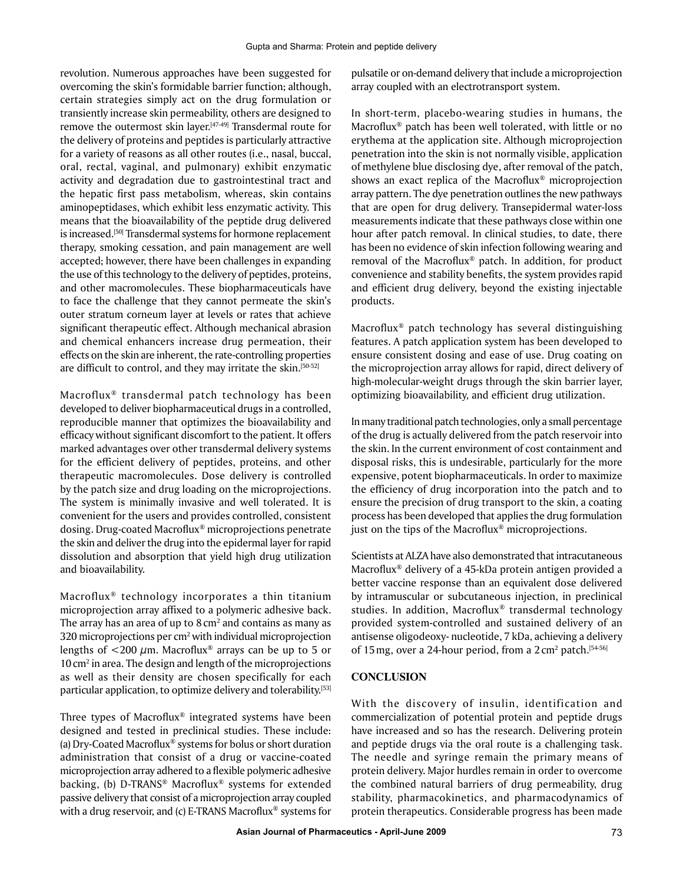revolution. Numerous approaches have been suggested for overcoming the skin's formidable barrier function; although, certain strategies simply act on the drug formulation or transiently increase skin permeability, others are designed to remove the outermost skin layer.[47-49] Transdermal route for the delivery of proteins and peptides is particularly attractive for a variety of reasons as all other routes (i.e., nasal, buccal, oral, rectal, vaginal, and pulmonary) exhibit enzymatic activity and degradation due to gastrointestinal tract and the hepatic first pass metabolism, whereas, skin contains aminopeptidases, which exhibit less enzymatic activity. This means that the bioavailability of the peptide drug delivered is increased.[50] Transdermal systems for hormone replacement therapy, smoking cessation, and pain management are well accepted; however, there have been challenges in expanding the use of this technology to the delivery of peptides, proteins, and other macromolecules. These biopharmaceuticals have to face the challenge that they cannot permeate the skin's outer stratum corneum layer at levels or rates that achieve significant therapeutic effect. Although mechanical abrasion and chemical enhancers increase drug permeation, their effects on the skin are inherent, the rate-controlling properties are difficult to control, and they may irritate the skin.[50-52]

Macroflux® transdermal patch technology has been developed to deliver biopharmaceutical drugs in a controlled, reproducible manner that optimizes the bioavailability and efficacy without significant discomfort to the patient. It offers marked advantages over other transdermal delivery systems for the efficient delivery of peptides, proteins, and other therapeutic macromolecules. Dose delivery is controlled by the patch size and drug loading on the microprojections. The system is minimally invasive and well tolerated. It is convenient for the users and provides controlled, consistent dosing. Drug-coated Macroflux® microprojections penetrate the skin and deliver the drug into the epidermal layer for rapid dissolution and absorption that yield high drug utilization and bioavailability.

Macroflux® technology incorporates a thin titanium microprojection array affixed to a polymeric adhesive back. The array has an area of up to 8 $cm^2$ and contains as many as 320 microprojections per $cm^2$ with individual microprojection lengths of $<200$ $\mu$m. Macroflux® arrays can be up to 5 or 10 $cm^2$ in area. The design and length of the microprojections as well as their density are chosen specifically for each particular application, to optimize delivery and tolerability.[53]

Three types of Macroflux® integrated systems have been designed and tested in preclinical studies. These include: (a) Dry-Coated Macroflux® systems for bolus or short duration administration that consist of a drug or vaccine-coated microprojection array adhered to a flexible polymeric adhesive backing, (b) D-TRANS® Macroflux® systems for extended passive delivery that consist of a microprojection array coupled with a drug reservoir, and (c) E-TRANS Macroflux® systems for pulsatile or on-demand delivery that include a microprojection array coupled with an electrotransport system.

In short-term, placebo-wearing studies in humans, the Macroflux® patch has been well tolerated, with little or no erythema at the application site. Although microprojection penetration into the skin is not normally visible, application of methylene blue disclosing dye, after removal of the patch, shows an exact replica of the Macroflux® microprojection array pattern. The dye penetration outlines the new pathways that are open for drug delivery. Transepidermal water-loss measurements indicate that these pathways close within one hour after patch removal. In clinical studies, to date, there has been no evidence of skin infection following wearing and removal of the Macroflux® patch. In addition, for product convenience and stability benefits, the system provides rapid and efficient drug delivery, beyond the existing injectable products.

Macroflux® patch technology has several distinguishing features. A patch application system has been developed to ensure consistent dosing and ease of use. Drug coating on the microprojection array allows for rapid, direct delivery of high-molecular-weight drugs through the skin barrier layer, optimizing bioavailability, and efficient drug utilization.

In many traditional patch technologies, only a small percentage of the drug is actually delivered from the patch reservoir into the skin. In the current environment of cost containment and disposal risks, this is undesirable, particularly for the more expensive, potent biopharmaceuticals. In order to maximize the efficiency of drug incorporation into the patch and to ensure the precision of drug transport to the skin, a coating process has been developed that applies the drug formulation just on the tips of the Macroflux® microprojections.

Scientists at ALZA have also demonstrated that intracutaneous Macroflux® delivery of a 45-kDa protein antigen provided a better vaccine response than an equivalent dose delivered by intramuscular or subcutaneous injection, in preclinical studies. In addition, Macroflux® transdermal technology provided system-controlled and sustained delivery of an antisense oligodeoxy- nucleotide, 7 kDa, achieving a delivery of 15 mg, over a 24-hour period, from a 2 $cm^2$ patch.[54-56]

## CONCLUSION

With the discovery of insulin, identification and commercialization of potential protein and peptide drugs have increased and so has the research. Delivering protein and peptide drugs via the oral route is a challenging task. The needle and syringe remain the primary means of protein delivery. Major hurdles remain in order to overcome the combined natural barriers of drug permeability, drug stability, pharmacokinetics, and pharmacodynamics of protein therapeutics. Considerable progress has been made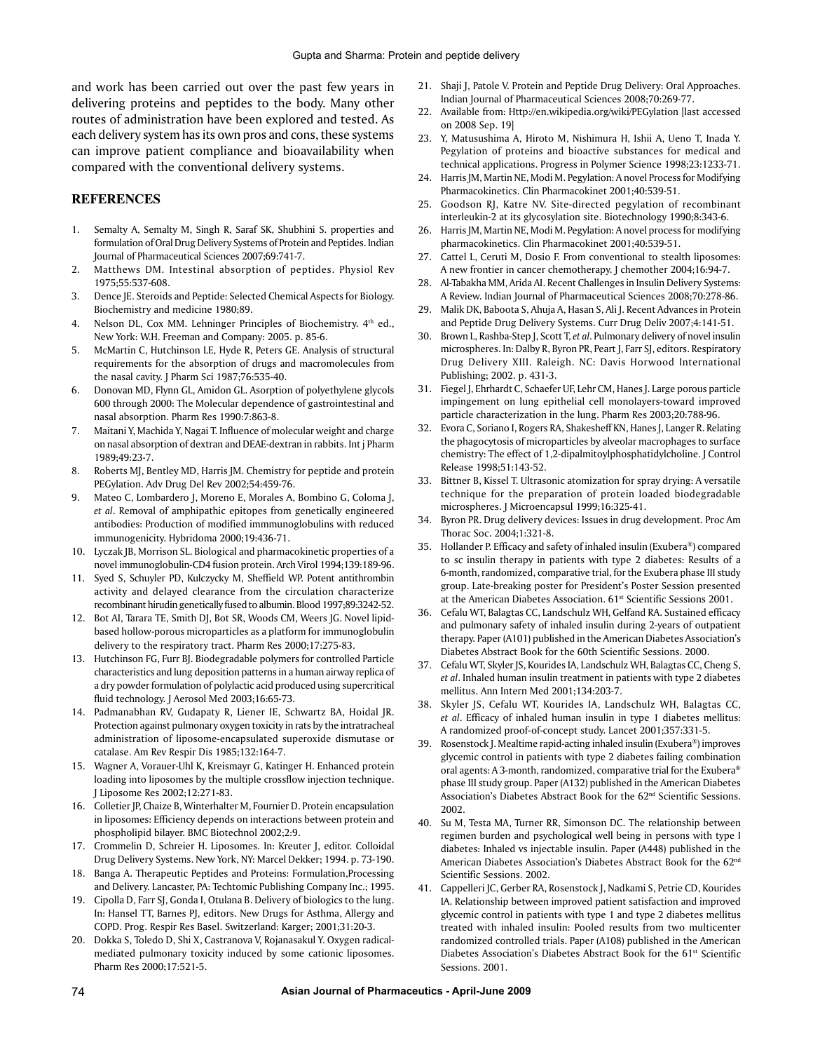and work has been carried out over the past few years in delivering proteins and peptides to the body. Many other routes of administration have been explored and tested. As each delivery system has its own pros and cons, these systems can improve patient compliance and bioavailability when compared with the conventional delivery systems.

## REFERENCES

1. Semalty A, Semalty M, Singh R, Saraf SK, Shubhini S. properties and formulation of Oral Drug Delivery Systems of Protein and Peptides. Indian Journal of Pharmaceutical Sciences 2007;69:741-7.
2. Matthews DM. Intestinal absorption of peptides. Physiol Rev 1975;55:537-608.
3. Dence JE. Steroids and Peptide: Selected Chemical Aspects for Biology. Biochemistry and medicine 1980;89.
4. Nelson DL, Cox MM. Lehninger Principles of Biochemistry. 4th ed., New York: W.H. Freeman and Company: 2005. p. 85-6.
5. McMartin C, Hutchinson LE, Hyde R, Peters GE. Analysis of structural requirements for the absorption of drugs and macromolecules from the nasal cavity. J Pharm Sci 1987;76:535-40.
6. Donovan MD, Flynn GL, Amidon GL. Asorption of polyethylene glycols 600 through 2000: The Molecular dependence of gastrointestinal and nasal absorption. Pharm Res 1990:7:863-8.
7. Maitani Y, Machida Y, Nagai T. Influence of molecular weight and charge on nasal absorption of dextran and DEAE-dextran in rabbits. Int j Pharm 1989;49:23-7.
8. Roberts MJ, Bentley MD, Harris JM. Chemistry for peptide and protein PEGylation. Adv Drug Del Rev 2002;54:459-76.
9. Mateo C, Lombardero J, Moreno E, Morales A, Bombino G, Coloma J, *et al*. Removal of amphipathic epitopes from genetically engineered antibodies: Production of modified immmunoglobulins with reduced immunogenicity. Hybridoma 2000;19:436-71.
10. Lyczak JB, Morrison SL. Biological and pharmacokinetic properties of a novel immunoglobulin-CD4 fusion protein. Arch Virol 1994;139:189-96.
11. Syed S, Schuyler PD, Kulczycky M, Sheffield WP. Potent antithrombin activity and delayed clearance from the circulation characterize recombinant hirudin genetically fused to albumin. Blood 1997;89:3242-52.
12. Bot AI, Tarara TE, Smith DJ, Bot SR, Woods CM, Weers JG. Novel lipid-based hollow-porous microparticles as a platform for immunoglobulin delivery to the respiratory tract. Pharm Res 2000;17:275-83.
13. Hutchinson FG, Furr BJ. Biodegradable polymers for controlled Particle characteristics and lung deposition patterns in a human airway replica of a dry powder formulation of polylactic acid produced using supercritical fluid technology. J Aerosol Med 2003;16:65-73.
14. Padmanabhan RV, Gudapaty R, Liener IE, Schwartz BA, Hoidal JR. Protection against pulmonary oxygen toxicity in rats by the intratracheal administration of liposome-encapsulated superoxide dismutase or catalase. Am Rev Respir Dis 1985;132:164-7.
15. Wagner A, Vorauer-Uhl K, Kreismayr G, Katinger H. Enhanced protein loading into liposomes by the multiple crossflow injection technique. J Liposome Res 2002;12:271-83.
16. Colletier JP, Chaize B, Winterhalter M, Fournier D. Protein encapsulation in liposomes: Efficiency depends on interactions between protein and phospholipid bilayer. BMC Biotechnol 2002;2:9.
17. Crommelin D, Schreier H. Liposomes. In: Kreuter J, editor. Colloidal Drug Delivery Systems. New York, NY: Marcel Dekker; 1994. p. 73-190.
18. Banga A. Therapeutic Peptides and Proteins: Formulation,Processing and Delivery. Lancaster, PA: Techtomic Publishing Company Inc.; 1995.
19. Cipolla D, Farr SJ, Gonda I, Otulana B. Delivery of biologics to the lung. In: Hansel TT, Barnes PJ, editors. New Drugs for Asthma, Allergy and COPD. Prog. Respir Res Basel. Switzerland: Karger; 2001;31:20-3.
20. Dokka S, Toledo D, Shi X, Castranova V, Rojanasakul Y. Oxygen radical-mediated pulmonary toxicity induced by some cationic liposomes. Pharm Res 2000;17:521-5.
21. Shaji J, Patole V. Protein and Peptide Drug Delivery: Oral Approaches. Indian Journal of Pharmaceutical Sciences 2008;70:269-77.
22. Available from: Http://en.wikipedia.org/wiki/PEGylation [last accessed on 2008 Sep. 19]
23. Y, Matusushima A, Hiroto M, Nishimura H, Ishii A, Ueno T, Inada Y. Pegylation of proteins and bioactive substances for medical and technical applications. Progress in Polymer Science 1998;23:1233-71.
24. Harris JM, Martin NE, Modi M. Pegylation: A novel Process for Modifying Pharmacokinetics. Clin Pharmacokinet 2001;40:539-51.
25. Goodson RJ, Katre NV. Site-directed pegylation of recombinant interleukin-2 at its glycosylation site. Biotechnology 1990;8:343-6.
26. Harris JM, Martin NE, Modi M. Pegylation: A novel process for modifying pharmacokinetics. Clin Pharmacokinet 2001;40:539-51.
27. Cattel L, Ceruti M, Dosio F. From conventional to stealth liposomes: A new frontier in cancer chemotherapy. J chemother 2004;16:94-7.
28. Al-Tabakha MM, Arida AI. Recent Challenges in Insulin Delivery Systems: A Review. Indian Journal of Pharmaceutical Sciences 2008;70:278-86.
29. Malik DK, Baboota S, Ahuja A, Hasan S, Ali J. Recent Advances in Protein and Peptide Drug Delivery Systems. Curr Drug Deliv 2007;4:141-51.
30. Brown L, Rashba-Step J, Scott T, *et al*. Pulmonary delivery of novel insulin microspheres. In: Dalby R, Byron PR, Peart J, Farr SJ, editors. Respiratory Drug Delivery XIII. Raleigh. NC: Davis Horwood International Publishing; 2002. p. 431-3.
31. Fiegel J, Ehrhardt C, Schaefer UF, Lehr CM, Hanes J. Large porous particle impingement on lung epithelial cell monolayers-toward improved particle characterization in the lung. Pharm Res 2003;20:788-96.
32. Evora C, Soriano I, Rogers RA, Shakesheff KN, Hanes J, Langer R. Relating the phagocytosis of microparticles by alveolar macrophages to surface chemistry: The effect of 1,2-dipalmitoylphosphatidylcholine. J Control Release 1998;51:143-52.
33. Bittner B, Kissel T. Ultrasonic atomization for spray drying: A versatile technique for the preparation of protein loaded biodegradable microspheres. J Microencapsul 1999;16:325-41.
34. Byron PR. Drug delivery devices: Issues in drug development. Proc Am Thorac Soc. 2004;1:321-8.
35. Hollander P. Efficacy and safety of inhaled insulin (Exubera®) compared to sc insulin therapy in patients with type 2 diabetes: Results of a 6-month, randomized, comparative trial, for the Exubera phase III study group. Late-breaking poster for President's Poster Session presented at the American Diabetes Association. 61st Scientific Sessions 2001.
36. Cefalu WT, Balagtas CC, Landschulz WH, Gelfand RA. Sustained efficacy and pulmonary safety of inhaled insulin during 2-years of outpatient therapy. Paper (A101) published in the American Diabetes Association's Diabetes Abstract Book for the 60th Scientific Sessions. 2000.
37. Cefalu WT, Skyler JS, Kourides IA, Landschulz WH, Balagtas CC, Cheng S, *et al*. Inhaled human insulin treatment in patients with type 2 diabetes mellitus. Ann Intern Med 2001;134:203-7.
38. Skyler JS, Cefalu WT, Kourides IA, Landschulz WH, Balagtas CC, *et al*. Efficacy of inhaled human insulin in type 1 diabetes mellitus: A randomized proof-of-concept study. Lancet 2001;357:331-5.
39. Rosenstock J. Mealtime rapid-acting inhaled insulin (Exubera®) improves glycemic control in patients with type 2 diabetes failing combination oral agents: A 3-month, randomized, comparative trial for the Exubera® phase III study group. Paper (A132) published in the American Diabetes Association's Diabetes Abstract Book for the 62nd Scientific Sessions. 2002.
40. Su M, Testa MA, Turner RR, Simonson DC. The relationship between regimen burden and psychological well being in persons with type I diabetes: Inhaled vs injectable insulin. Paper (A448) published in the American Diabetes Association's Diabetes Abstract Book for the 62nd Scientific Sessions. 2002.
41. Cappelleri JC, Gerber RA, Rosenstock J, Nadkami S, Petrie CD, Kourides IA. Relationship between improved patient satisfaction and improved glycemic control in patients with type 1 and type 2 diabetes mellitus treated with inhaled insulin: Pooled results from two multicenter randomized controlled trials. Paper (A108) published in the American Diabetes Association's Diabetes Abstract Book for the 61st Scientific Sessions. 2001.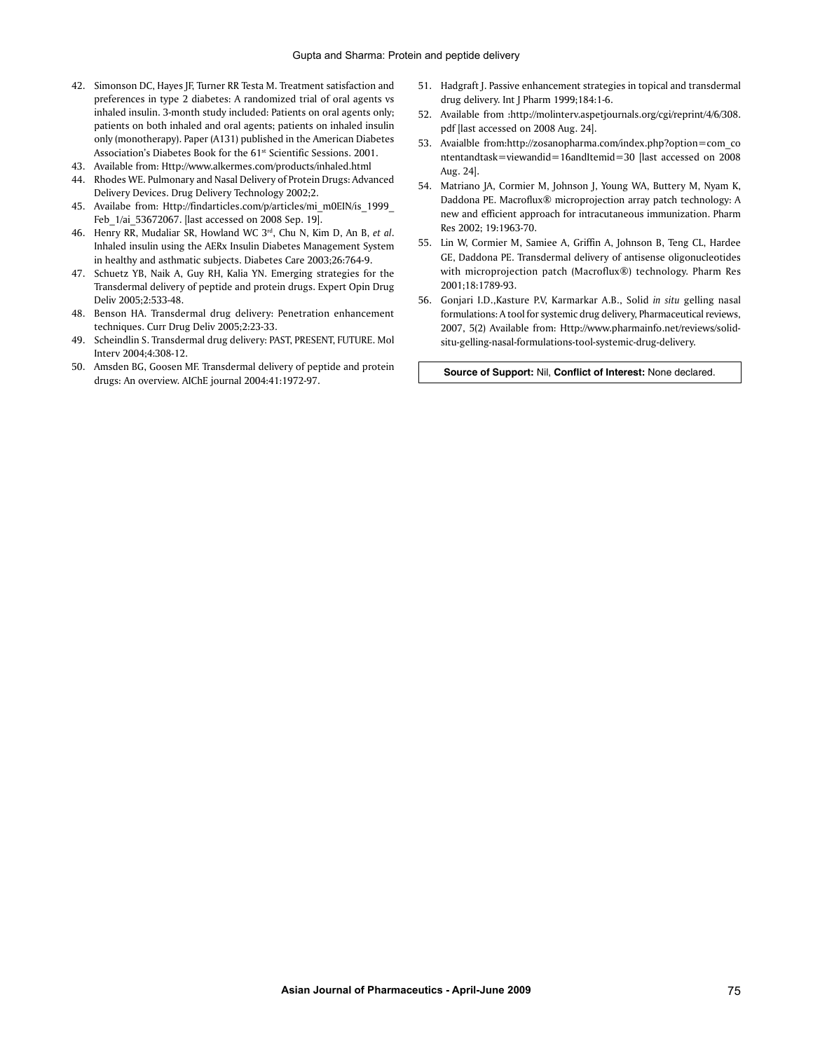42. Simonson DC, Hayes JF, Turner RR Testa M. Treatment satisfaction and preferences in type 2 diabetes: A randomized trial of oral agents vs inhaled insulin. 3-month study included: Patients on oral agents only; patients on both inhaled and oral agents; patients on inhaled insulin only (monotherapy). Paper (A131) published in the American Diabetes Association's Diabetes Book for the 61st Scientific Sessions. 2001.
43. Available from: Http://www.alkermes.com/products/inhaled.html
44. Rhodes WE. Pulmonary and Nasal Delivery of Protein Drugs: Advanced Delivery Devices. Drug Delivery Technology 2002;2.
45. Availabe from: Http://findarticles.com/p/articles/mi_m0EIN/is_1999_Feb_1/ai_53672067. [last accessed on 2008 Sep. 19].
46. Henry RR, Mudaliar SR, Howland WC 3rd, Chu N, Kim D, An B, *et al*. Inhaled insulin using the AERx Insulin Diabetes Management System in healthy and asthmatic subjects. Diabetes Care 2003;26:764-9.
47. Schuetz YB, Naik A, Guy RH, Kalia YN. Emerging strategies for the Transdermal delivery of peptide and protein drugs. Expert Opin Drug Deliv 2005;2:533-48.
48. Benson HA. Transdermal drug delivery: Penetration enhancement techniques. Curr Drug Deliv 2005;2:23-33.
49. Scheindlin S. Transdermal drug delivery: PAST, PRESENT, FUTURE. Mol Interv 2004;4:308-12.
50. Amsden BG, Goosen MF. Transdermal delivery of peptide and protein drugs: An overview. AIChE journal 2004:41:1972-97.
51. Hadgraft J. Passive enhancement strategies in topical and transdermal drug delivery. Int J Pharm 1999;184:1-6.
52. Available from :http://molinterv.aspetjournals.org/cgi/reprint/4/6/308.pdf [last accessed on 2008 Aug. 24].
53. Avaialble from:http://zosanopharma.com/index.php?option=com_contentandtask=viewandid=16andItemid=30 [last accessed on 2008 Aug. 24].
54. Matriano JA, Cormier M, Johnson J, Young WA, Buttery M, Nyam K, Daddona PE. Macroflux® microprojection array patch technology: A new and efficient approach for intracutaneous immunization. Pharm Res 2002; 19:1963-70.
55. Lin W, Cormier M, Samiee A, Griffin A, Johnson B, Teng CL, Hardee GE, Daddona PE. Transdermal delivery of antisense oligonucleotides with microprojection patch (Macroflux®) technology. Pharm Res 2001;18:1789-93.
56. Gonjari I.D.,Kasture P.V, Karmarkar A.B., Solid *in situ* gelling nasal formulations: A tool for systemic drug delivery, Pharmaceutical reviews, 2007, 5(2) Available from: Http://www.pharmainfo.net/reviews/solid-situ-gelling-nasal-formulations-tool-systemic-drug-delivery.

**Source of Support:** Nil, **Conflict of Interest:** None declared.